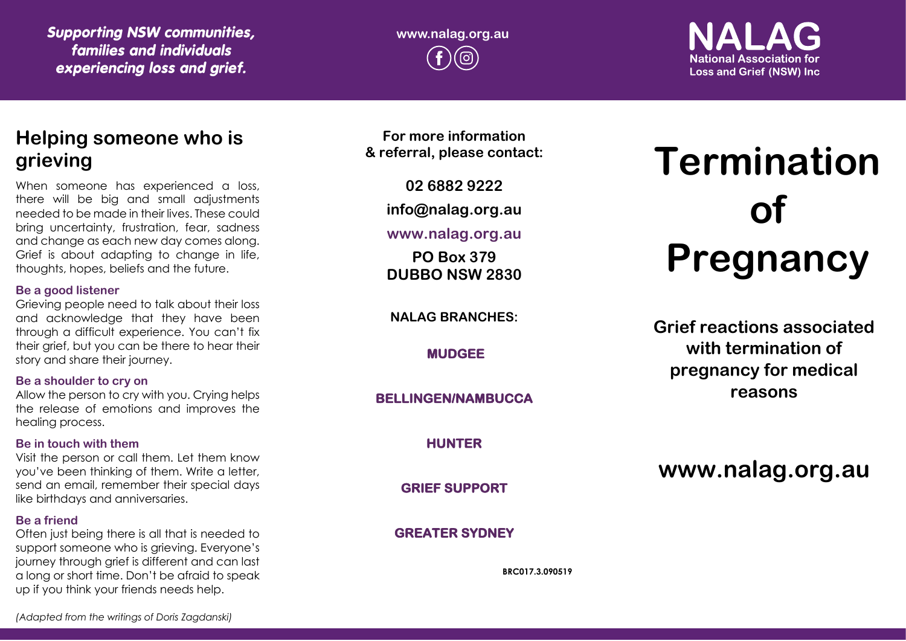*Supporting NSW communities, families and individuals experiencing loss and grief.*

www.nalag.org.au

**NALAG**
National Association for Loss and Grief (NSW) Inc

## Helping someone who is grieving

When someone has experienced a loss, there will be big and small adjustments needed to be made in their lives. These could bring uncertainty, frustration, fear, sadness and change as each new day comes along. Grief is about adapting to change in life, thoughts, hopes, beliefs and the future.

**Be a good listener**
Grieving people need to talk about their loss and acknowledge that they have been through a difficult experience. You can't fix their grief, but you can be there to hear their story and share their journey.

**Be a shoulder to cry on**
Allow the person to cry with you. Crying helps the release of emotions and improves the healing process.

**Be in touch with them**
Visit the person or call them. Let them know you've been thinking of them. Write a letter, send an email, remember their special days like birthdays and anniversaries.

**Be a friend**
Often just being there is all that is needed to support someone who is grieving. Everyone's journey through grief is different and can last a long or short time. Don't be afraid to speak up if you think your friends needs help.

*(Adapted from the writings of Doris Zagdanski)*

**For more information & referral, please contact:**

**02 6882 9222**

**info@nalag.org.au**

**www.nalag.org.au**

**PO Box 379**
**DUBBO NSW 2830**

**NALAG BRANCHES:**

**MUDGEE**

**BELLINGEN/NAMBUCCA**

**HUNTER**

**GRIEF SUPPORT**

**GREATER SYDNEY**

BRC017.3.090519

# Termination of Pregnancy

**Grief reactions associated with termination of pregnancy for medical reasons**

**www.nalag.org.au**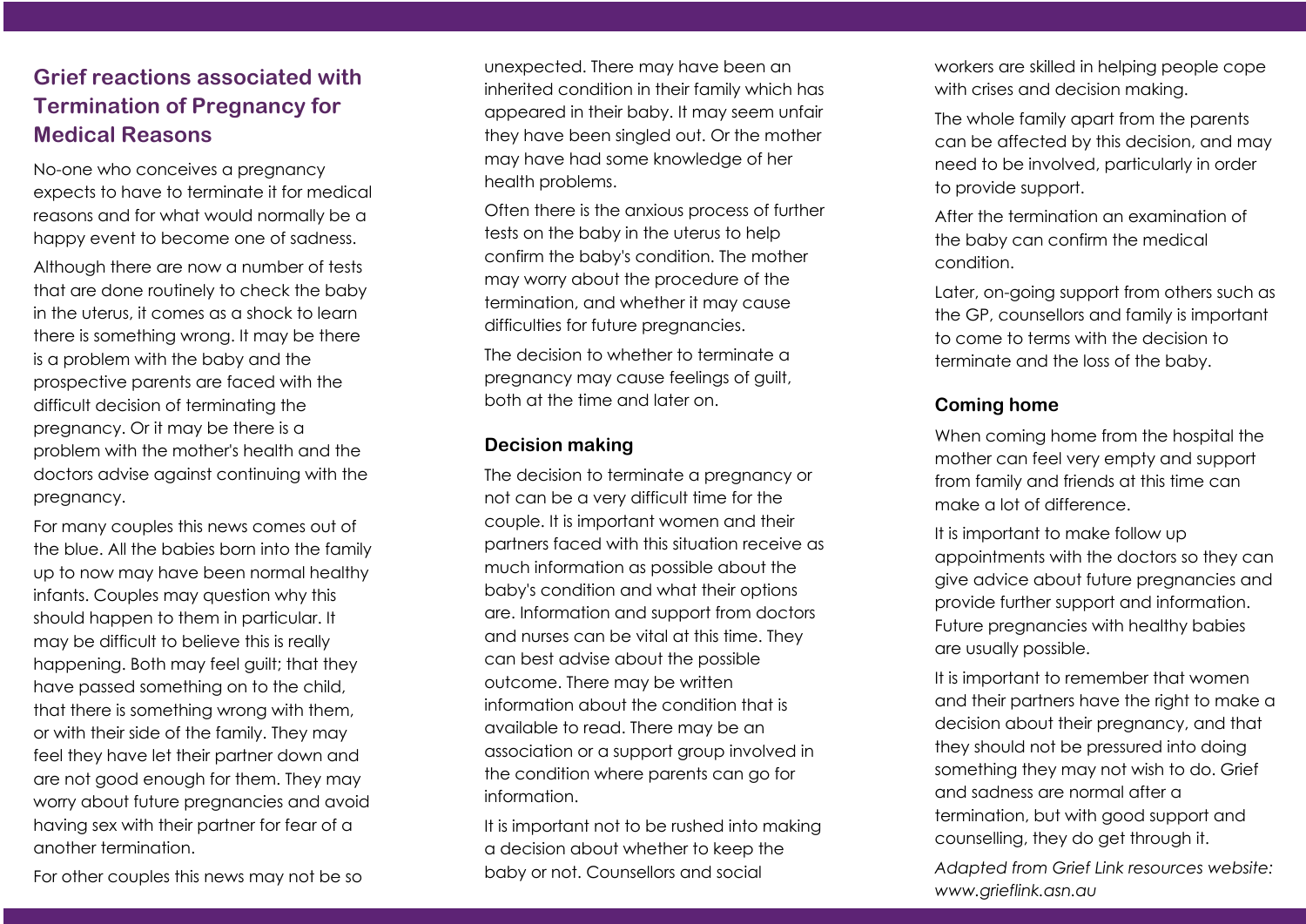## Grief reactions associated with Termination of Pregnancy for Medical Reasons

No-one who conceives a pregnancy expects to have to terminate it for medical reasons and for what would normally be a happy event to become one of sadness.

Although there are now a number of tests that are done routinely to check the baby in the uterus, it comes as a shock to learn there is something wrong. It may be there is a problem with the baby and the prospective parents are faced with the difficult decision of terminating the pregnancy. Or it may be there is a problem with the mother's health and the doctors advise against continuing with the pregnancy.

For many couples this news comes out of the blue. All the babies born into the family up to now may have been normal healthy infants. Couples may question why this should happen to them in particular. It may be difficult to believe this is really happening. Both may feel guilt; that they have passed something on to the child, that there is something wrong with them, or with their side of the family. They may feel they have let their partner down and are not good enough for them. They may worry about future pregnancies and avoid having sex with their partner for fear of a another termination.

For other couples this news may not be so unexpected. There may have been an inherited condition in their family which has appeared in their baby. It may seem unfair they have been singled out. Or the mother may have had some knowledge of her health problems.

Often there is the anxious process of further tests on the baby in the uterus to help confirm the baby's condition. The mother may worry about the procedure of the termination, and whether it may cause difficulties for future pregnancies.

The decision to whether to terminate a pregnancy may cause feelings of guilt, both at the time and later on.

### Decision making

The decision to terminate a pregnancy or not can be a very difficult time for the couple. It is important women and their partners faced with this situation receive as much information as possible about the baby's condition and what their options are. Information and support from doctors and nurses can be vital at this time. They can best advise about the possible outcome. There may be written information about the condition that is available to read. There may be an association or a support group involved in the condition where parents can go for information.

It is important not to be rushed into making a decision about whether to keep the baby or not. Counsellors and social workers are skilled in helping people cope with crises and decision making.

The whole family apart from the parents can be affected by this decision, and may need to be involved, particularly in order to provide support.

After the termination an examination of the baby can confirm the medical condition.

Later, on-going support from others such as the GP, counsellors and family is important to come to terms with the decision to terminate and the loss of the baby.

### Coming home

When coming home from the hospital the mother can feel very empty and support from family and friends at this time can make a lot of difference.

It is important to make follow up appointments with the doctors so they can give advice about future pregnancies and provide further support and information. Future pregnancies with healthy babies are usually possible.

It is important to remember that women and their partners have the right to make a decision about their pregnancy, and that they should not be pressured into doing something they may not wish to do. Grief and sadness are normal after a termination, but with good support and counselling, they do get through it.

*Adapted from Grief Link resources website: www.grieflink.asn.au*